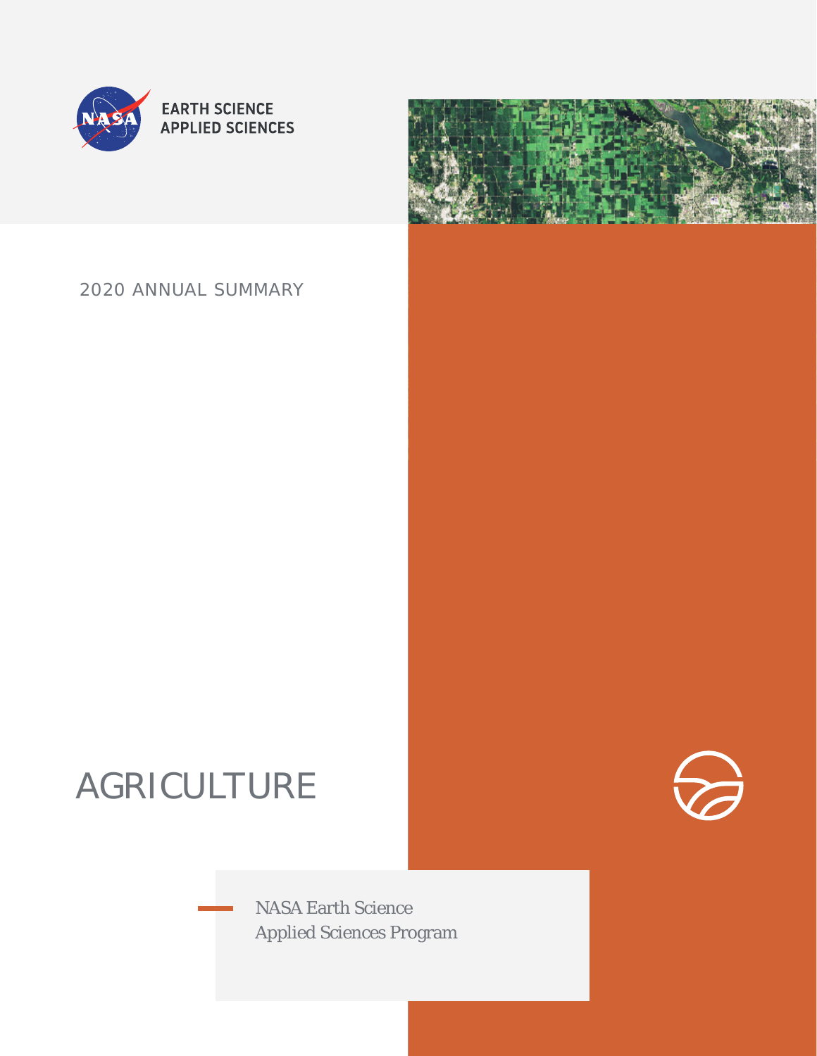EARTH SCIENCE
APPLIED SCIENCES

2020 ANNUAL SUMMARY

# AGRICULTURE

NASA Earth Science
Applied Sciences Program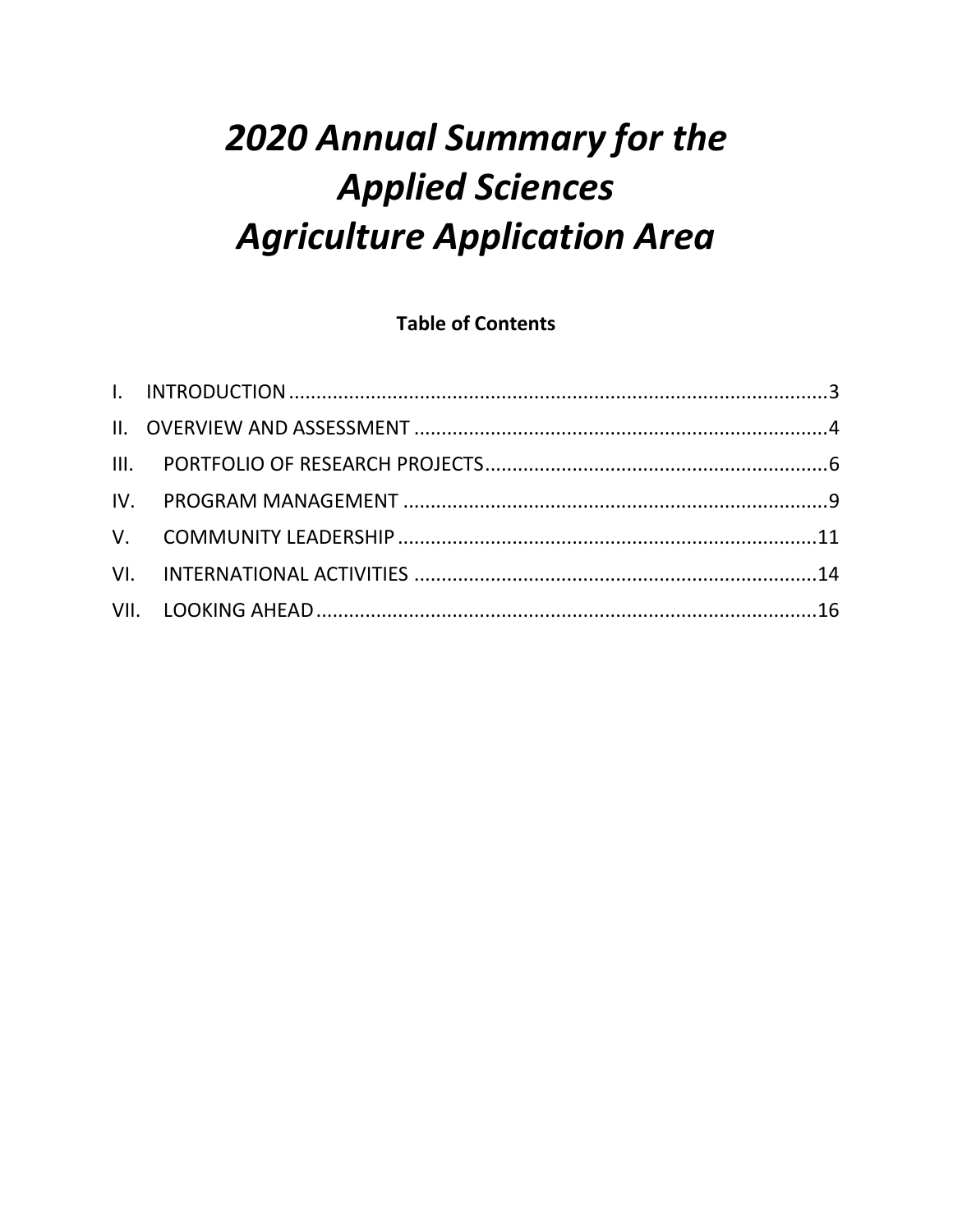# *2020 Annual Summary for the Applied Sciences Agriculture Application Area*

**Table of Contents**

I. INTRODUCTION ..... 3

II. OVERVIEW AND ASSESSMENT ..... 4

III. PORTFOLIO OF RESEARCH PROJECTS ..... 6

IV. PROGRAM MANAGEMENT ..... 9

V. COMMUNITY LEADERSHIP ..... 11

VI. INTERNATIONAL ACTIVITIES ..... 14

VII. LOOKING AHEAD ..... 16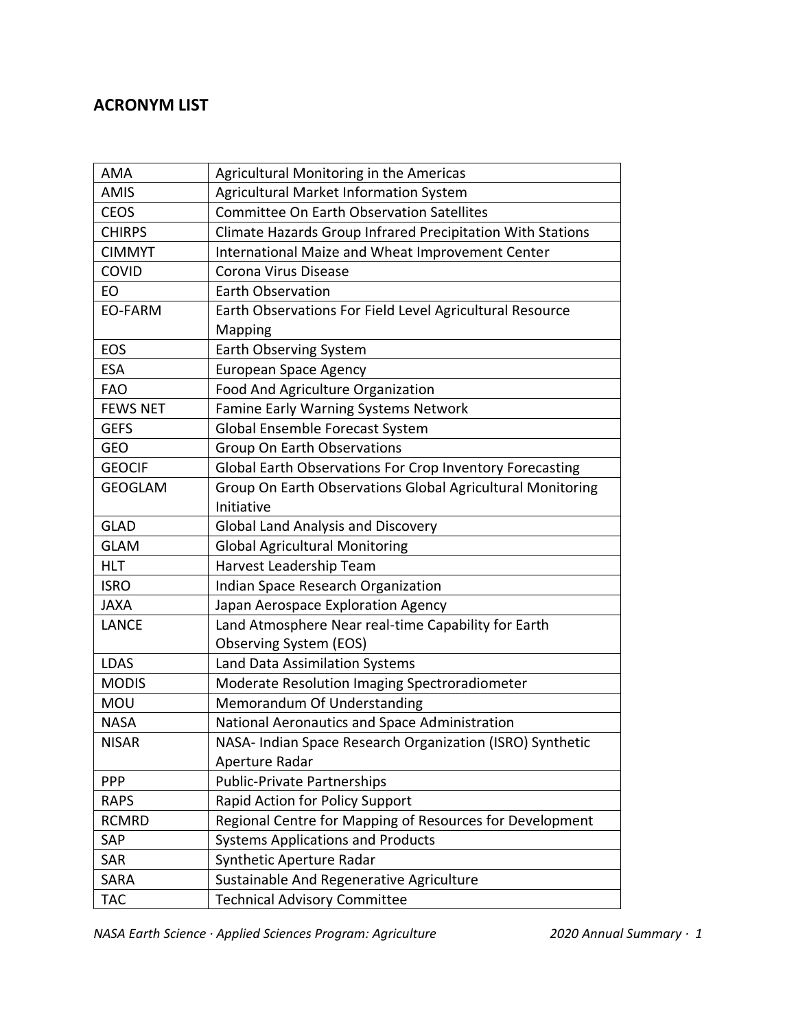## ACRONYM LIST

| | |
|---|---|
| AMA | Agricultural Monitoring in the Americas |
| AMIS | Agricultural Market Information System |
| CEOS | Committee On Earth Observation Satellites |
| CHIRPS | Climate Hazards Group Infrared Precipitation With Stations |
| CIMMYT | International Maize and Wheat Improvement Center |
| COVID | Corona Virus Disease |
| EO | Earth Observation |
| EO-FARM | Earth Observations For Field Level Agricultural Resource Mapping |
| EOS | Earth Observing System |
| ESA | European Space Agency |
| FAO | Food And Agriculture Organization |
| FEWS NET | Famine Early Warning Systems Network |
| GEFS | Global Ensemble Forecast System |
| GEO | Group On Earth Observations |
| GEOCIF | Global Earth Observations For Crop Inventory Forecasting |
| GEOGLAM | Group On Earth Observations Global Agricultural Monitoring Initiative |
| GLAD | Global Land Analysis and Discovery |
| GLAM | Global Agricultural Monitoring |
| HLT | Harvest Leadership Team |
| ISRO | Indian Space Research Organization |
| JAXA | Japan Aerospace Exploration Agency |
| LANCE | Land Atmosphere Near real-time Capability for Earth Observing System (EOS) |
| LDAS | Land Data Assimilation Systems |
| MODIS | Moderate Resolution Imaging Spectroradiometer |
| MOU | Memorandum Of Understanding |
| NASA | National Aeronautics and Space Administration |
| NISAR | NASA- Indian Space Research Organization (ISRO) Synthetic Aperture Radar |
| PPP | Public-Private Partnerships |
| RAPS | Rapid Action for Policy Support |
| RCMRD | Regional Centre for Mapping of Resources for Development |
| SAP | Systems Applications and Products |
| SAR | Synthetic Aperture Radar |
| SARA | Sustainable And Regenerative Agriculture |
| TAC | Technical Advisory Committee |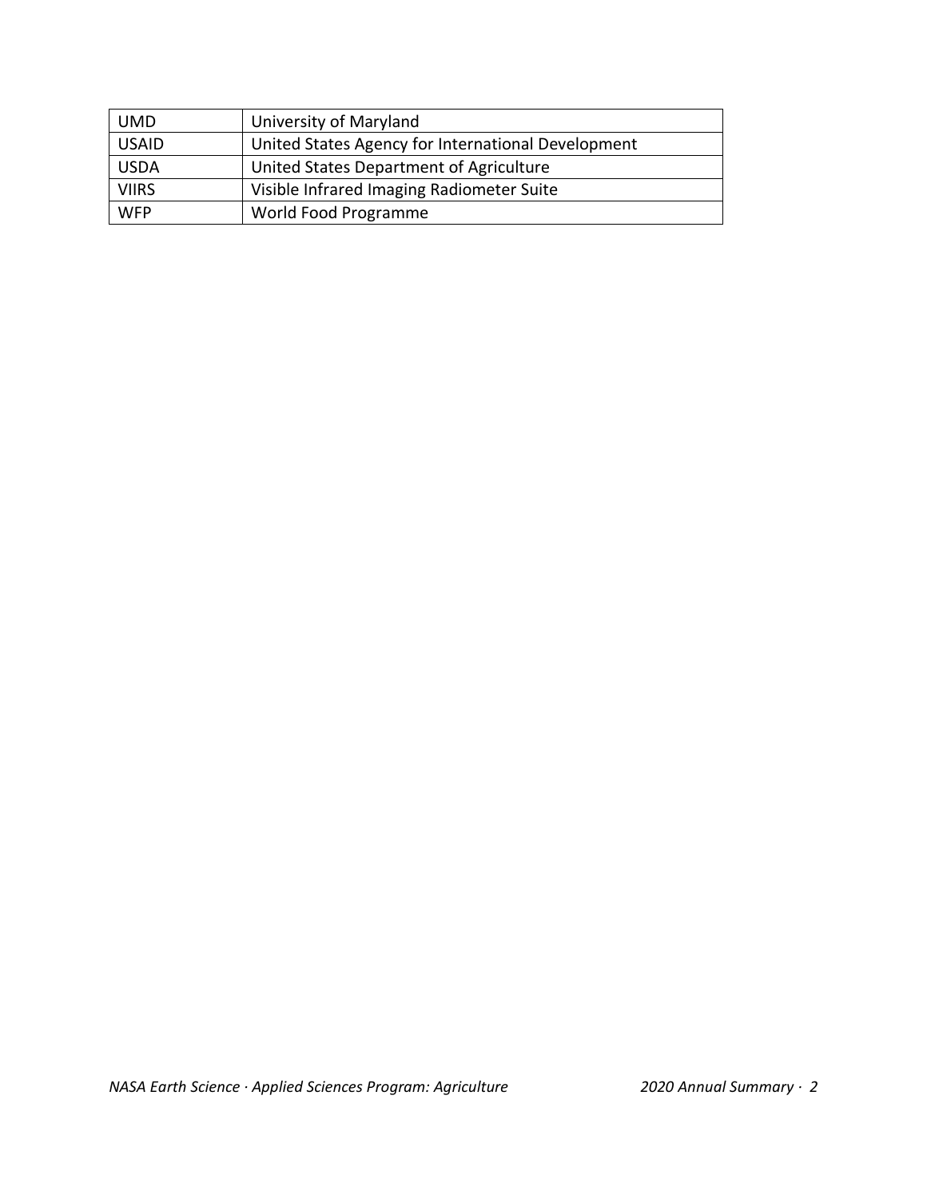| UMD | University of Maryland |
| --- | --- |
| USAID | United States Agency for International Development |
| USDA | United States Department of Agriculture |
| VIIRS | Visible Infrared Imaging Radiometer Suite |
| WFP | World Food Programme |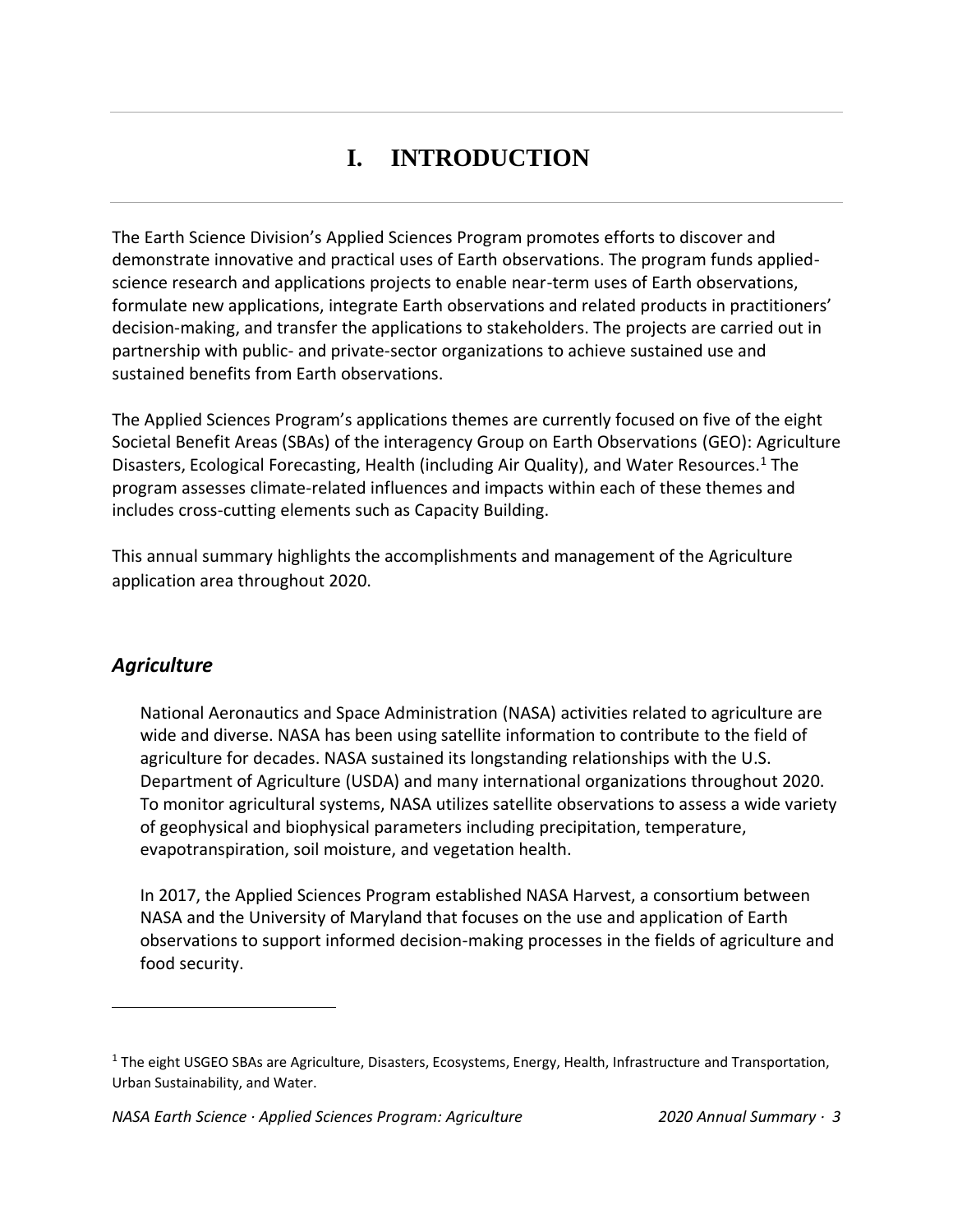# I. INTRODUCTION

The Earth Science Division's Applied Sciences Program promotes efforts to discover and demonstrate innovative and practical uses of Earth observations. The program funds applied-science research and applications projects to enable near-term uses of Earth observations, formulate new applications, integrate Earth observations and related products in practitioners' decision-making, and transfer the applications to stakeholders. The projects are carried out in partnership with public- and private-sector organizations to achieve sustained use and sustained benefits from Earth observations.

The Applied Sciences Program's applications themes are currently focused on five of the eight Societal Benefit Areas (SBAs) of the interagency Group on Earth Observations (GEO): Agriculture Disasters, Ecological Forecasting, Health (including Air Quality), and Water Resources.[1] The program assesses climate-related influences and impacts within each of these themes and includes cross-cutting elements such as Capacity Building.

This annual summary highlights the accomplishments and management of the Agriculture application area throughout 2020.

## *Agriculture*

National Aeronautics and Space Administration (NASA) activities related to agriculture are wide and diverse. NASA has been using satellite information to contribute to the field of agriculture for decades. NASA sustained its longstanding relationships with the U.S. Department of Agriculture (USDA) and many international organizations throughout 2020. To monitor agricultural systems, NASA utilizes satellite observations to assess a wide variety of geophysical and biophysical parameters including precipitation, temperature, evapotranspiration, soil moisture, and vegetation health.

In 2017, the Applied Sciences Program established NASA Harvest, a consortium between NASA and the University of Maryland that focuses on the use and application of Earth observations to support informed decision-making processes in the fields of agriculture and food security.

---

[1] The eight USGEO SBAs are Agriculture, Disasters, Ecosystems, Energy, Health, Infrastructure and Transportation, Urban Sustainability, and Water.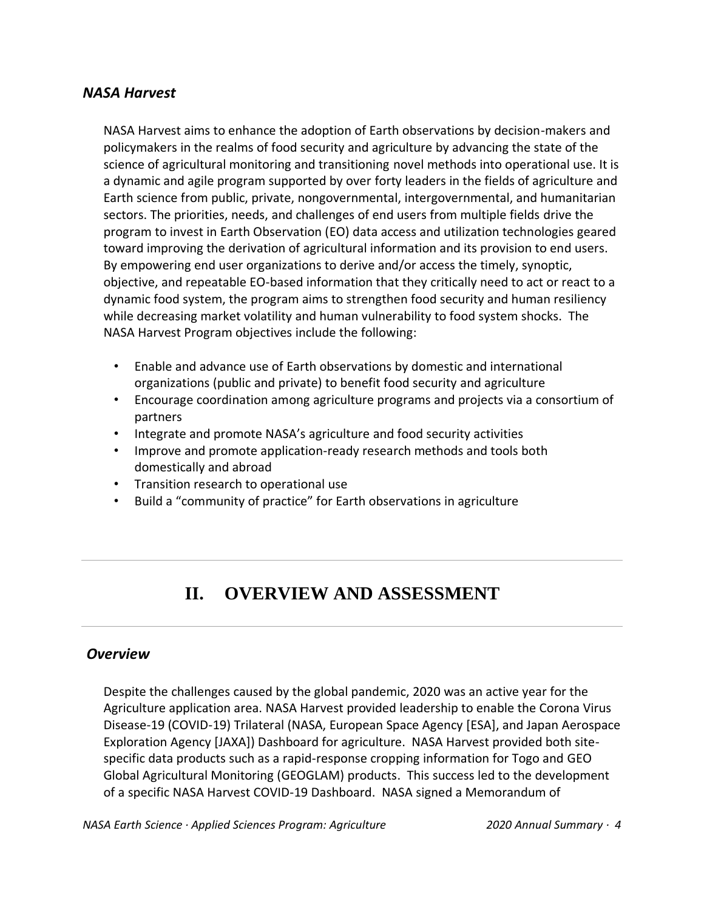### *NASA Harvest*

NASA Harvest aims to enhance the adoption of Earth observations by decision-makers and policymakers in the realms of food security and agriculture by advancing the state of the science of agricultural monitoring and transitioning novel methods into operational use. It is a dynamic and agile program supported by over forty leaders in the fields of agriculture and Earth science from public, private, nongovernmental, intergovernmental, and humanitarian sectors. The priorities, needs, and challenges of end users from multiple fields drive the program to invest in Earth Observation (EO) data access and utilization technologies geared toward improving the derivation of agricultural information and its provision to end users. By empowering end user organizations to derive and/or access the timely, synoptic, objective, and repeatable EO-based information that they critically need to act or react to a dynamic food system, the program aims to strengthen food security and human resiliency while decreasing market volatility and human vulnerability to food system shocks. The NASA Harvest Program objectives include the following:

- Enable and advance use of Earth observations by domestic and international organizations (public and private) to benefit food security and agriculture
- Encourage coordination among agriculture programs and projects via a consortium of partners
- Integrate and promote NASA's agriculture and food security activities
- Improve and promote application-ready research methods and tools both domestically and abroad
- Transition research to operational use
- Build a "community of practice" for Earth observations in agriculture

## II. OVERVIEW AND ASSESSMENT

### *Overview*

Despite the challenges caused by the global pandemic, 2020 was an active year for the Agriculture application area. NASA Harvest provided leadership to enable the Corona Virus Disease-19 (COVID-19) Trilateral (NASA, European Space Agency [ESA], and Japan Aerospace Exploration Agency [JAXA]) Dashboard for agriculture. NASA Harvest provided both site-specific data products such as a rapid-response cropping information for Togo and GEO Global Agricultural Monitoring (GEOGLAM) products. This success led to the development of a specific NASA Harvest COVID-19 Dashboard. NASA signed a Memorandum of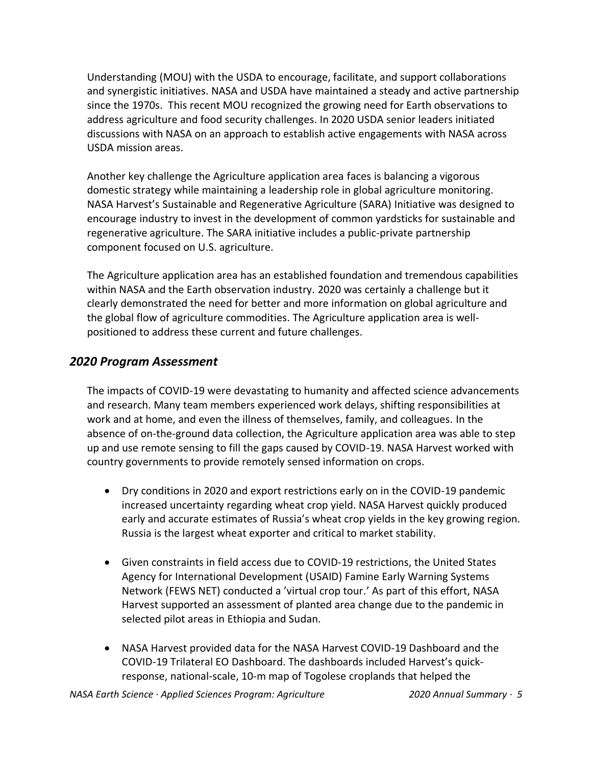Understanding (MOU) with the USDA to encourage, facilitate, and support collaborations and synergistic initiatives. NASA and USDA have maintained a steady and active partnership since the 1970s. This recent MOU recognized the growing need for Earth observations to address agriculture and food security challenges. In 2020 USDA senior leaders initiated discussions with NASA on an approach to establish active engagements with NASA across USDA mission areas.

Another key challenge the Agriculture application area faces is balancing a vigorous domestic strategy while maintaining a leadership role in global agriculture monitoring. NASA Harvest's Sustainable and Regenerative Agriculture (SARA) Initiative was designed to encourage industry to invest in the development of common yardsticks for sustainable and regenerative agriculture. The SARA initiative includes a public-private partnership component focused on U.S. agriculture.

The Agriculture application area has an established foundation and tremendous capabilities within NASA and the Earth observation industry. 2020 was certainly a challenge but it clearly demonstrated the need for better and more information on global agriculture and the global flow of agriculture commodities. The Agriculture application area is well-positioned to address these current and future challenges.

## *2020 Program Assessment*

The impacts of COVID-19 were devastating to humanity and affected science advancements and research. Many team members experienced work delays, shifting responsibilities at work and at home, and even the illness of themselves, family, and colleagues. In the absence of on-the-ground data collection, the Agriculture application area was able to step up and use remote sensing to fill the gaps caused by COVID-19. NASA Harvest worked with country governments to provide remotely sensed information on crops.

- Dry conditions in 2020 and export restrictions early on in the COVID-19 pandemic increased uncertainty regarding wheat crop yield. NASA Harvest quickly produced early and accurate estimates of Russia's wheat crop yields in the key growing region. Russia is the largest wheat exporter and critical to market stability.

- Given constraints in field access due to COVID-19 restrictions, the United States Agency for International Development (USAID) Famine Early Warning Systems Network (FEWS NET) conducted a 'virtual crop tour.' As part of this effort, NASA Harvest supported an assessment of planted area change due to the pandemic in selected pilot areas in Ethiopia and Sudan.

- NASA Harvest provided data for the NASA Harvest COVID-19 Dashboard and the COVID-19 Trilateral EO Dashboard. The dashboards included Harvest's quick-response, national-scale, 10-m map of Togolese croplands that helped the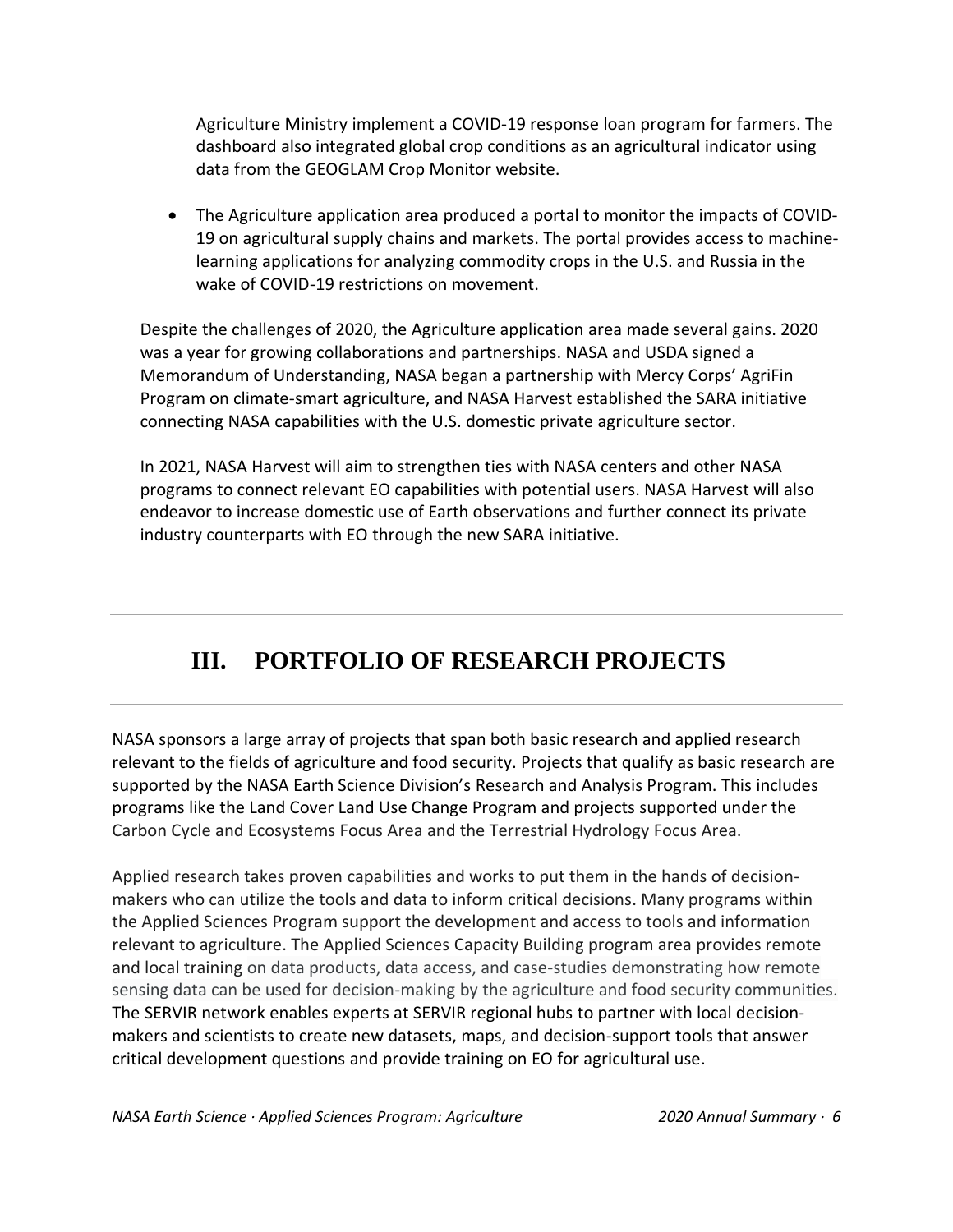Agriculture Ministry implement a COVID-19 response loan program for farmers. The dashboard also integrated global crop conditions as an agricultural indicator using data from the GEOGLAM Crop Monitor website.

- The Agriculture application area produced a portal to monitor the impacts of COVID-19 on agricultural supply chains and markets. The portal provides access to machine-learning applications for analyzing commodity crops in the U.S. and Russia in the wake of COVID-19 restrictions on movement.

Despite the challenges of 2020, the Agriculture application area made several gains. 2020 was a year for growing collaborations and partnerships. NASA and USDA signed a Memorandum of Understanding, NASA began a partnership with Mercy Corps' AgriFin Program on climate-smart agriculture, and NASA Harvest established the SARA initiative connecting NASA capabilities with the U.S. domestic private agriculture sector.

In 2021, NASA Harvest will aim to strengthen ties with NASA centers and other NASA programs to connect relevant EO capabilities with potential users. NASA Harvest will also endeavor to increase domestic use of Earth observations and further connect its private industry counterparts with EO through the new SARA initiative.

# III. PORTFOLIO OF RESEARCH PROJECTS

NASA sponsors a large array of projects that span both basic research and applied research relevant to the fields of agriculture and food security. Projects that qualify as basic research are supported by the NASA Earth Science Division's Research and Analysis Program. This includes programs like the Land Cover Land Use Change Program and projects supported under the Carbon Cycle and Ecosystems Focus Area and the Terrestrial Hydrology Focus Area.

Applied research takes proven capabilities and works to put them in the hands of decision-makers who can utilize the tools and data to inform critical decisions. Many programs within the Applied Sciences Program support the development and access to tools and information relevant to agriculture. The Applied Sciences Capacity Building program area provides remote and local training on data products, data access, and case-studies demonstrating how remote sensing data can be used for decision-making by the agriculture and food security communities. The SERVIR network enables experts at SERVIR regional hubs to partner with local decision-makers and scientists to create new datasets, maps, and decision-support tools that answer critical development questions and provide training on EO for agricultural use.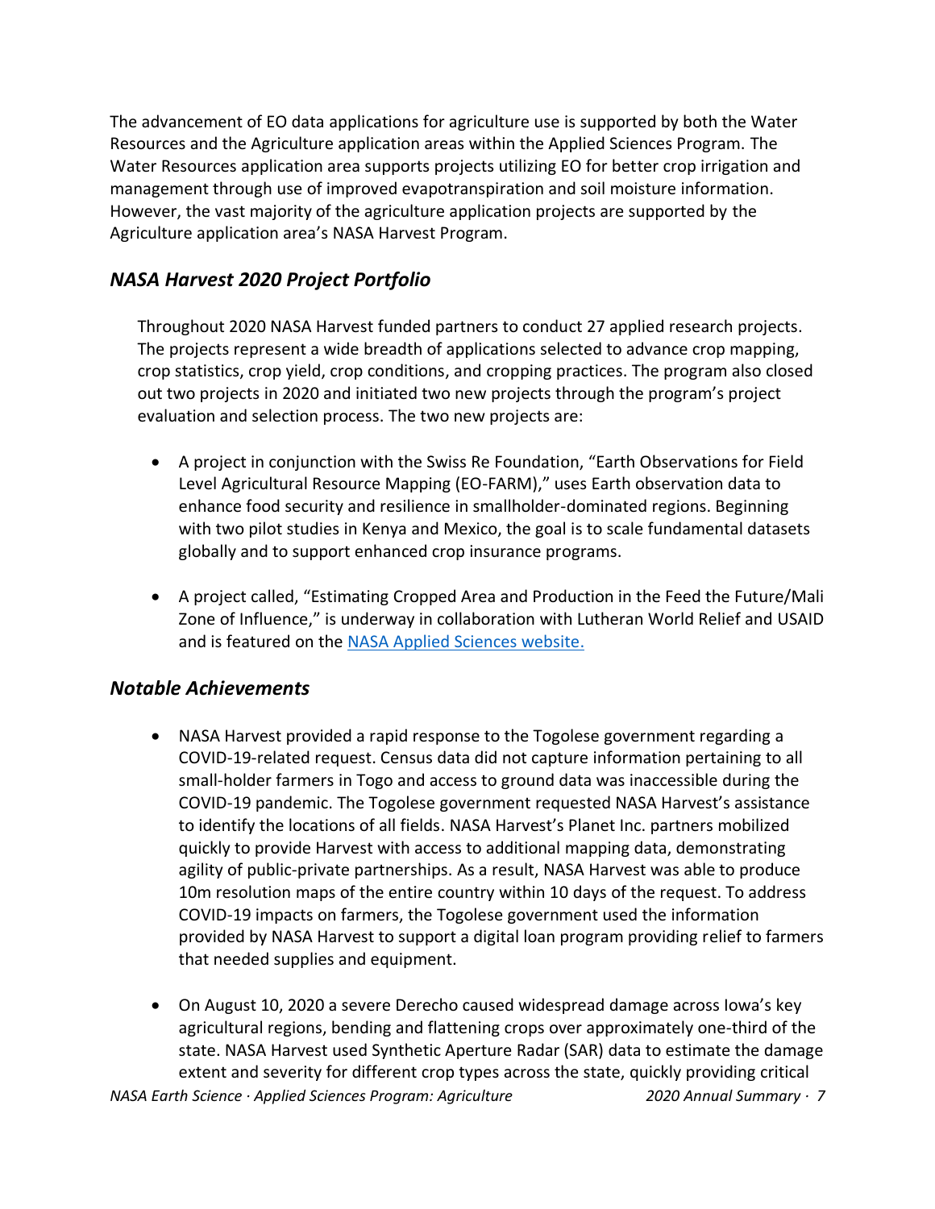The advancement of EO data applications for agriculture use is supported by both the Water Resources and the Agriculture application areas within the Applied Sciences Program. The Water Resources application area supports projects utilizing EO for better crop irrigation and management through use of improved evapotranspiration and soil moisture information. However, the vast majority of the agriculture application projects are supported by the Agriculture application area's NASA Harvest Program.

## *NASA Harvest 2020 Project Portfolio*

Throughout 2020 NASA Harvest funded partners to conduct 27 applied research projects. The projects represent a wide breadth of applications selected to advance crop mapping, crop statistics, crop yield, crop conditions, and cropping practices. The program also closed out two projects in 2020 and initiated two new projects through the program's project evaluation and selection process. The two new projects are:

- A project in conjunction with the Swiss Re Foundation, "Earth Observations for Field Level Agricultural Resource Mapping (EO-FARM)," uses Earth observation data to enhance food security and resilience in smallholder-dominated regions. Beginning with two pilot studies in Kenya and Mexico, the goal is to scale fundamental datasets globally and to support enhanced crop insurance programs.

- A project called, "Estimating Cropped Area and Production in the Feed the Future/Mali Zone of Influence," is underway in collaboration with Lutheran World Relief and USAID and is featured on the [NASA Applied Sciences website.]()

## *Notable Achievements*

- NASA Harvest provided a rapid response to the Togolese government regarding a COVID-19-related request. Census data did not capture information pertaining to all small-holder farmers in Togo and access to ground data was inaccessible during the COVID-19 pandemic. The Togolese government requested NASA Harvest's assistance to identify the locations of all fields. NASA Harvest's Planet Inc. partners mobilized quickly to provide Harvest with access to additional mapping data, demonstrating agility of public-private partnerships. As a result, NASA Harvest was able to produce 10m resolution maps of the entire country within 10 days of the request. To address COVID-19 impacts on farmers, the Togolese government used the information provided by NASA Harvest to support a digital loan program providing relief to farmers that needed supplies and equipment.

- On August 10, 2020 a severe Derecho caused widespread damage across Iowa's key agricultural regions, bending and flattening crops over approximately one-third of the state. NASA Harvest used Synthetic Aperture Radar (SAR) data to estimate the damage extent and severity for different crop types across the state, quickly providing critical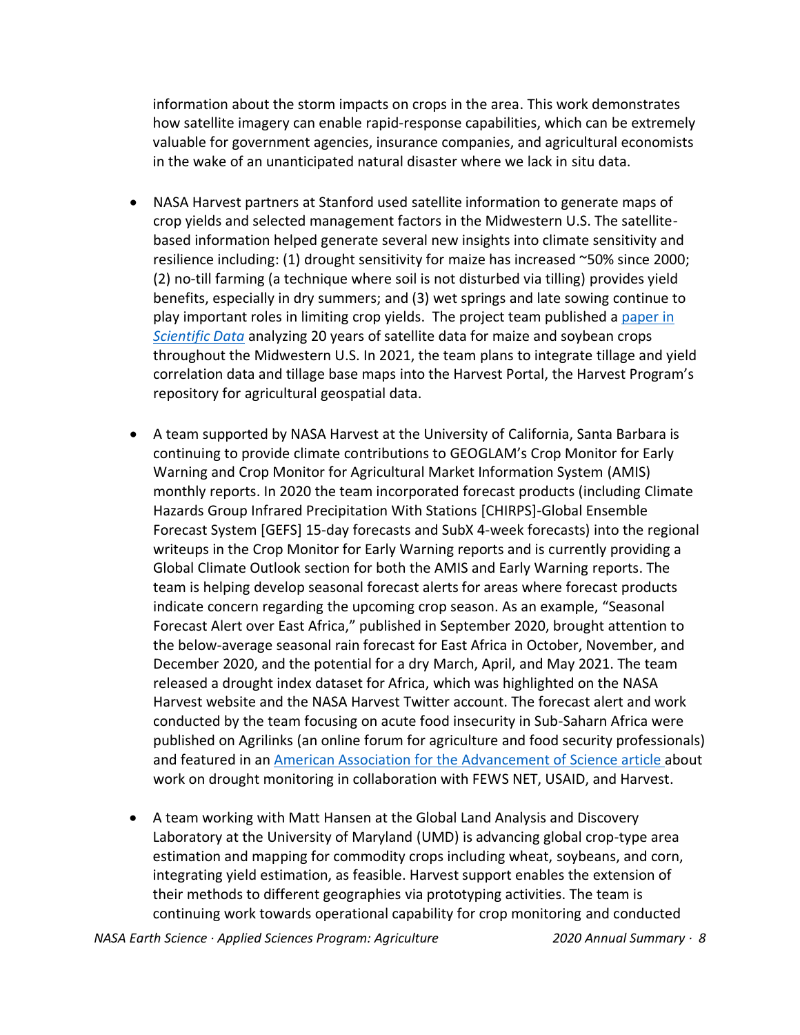information about the storm impacts on crops in the area. This work demonstrates how satellite imagery can enable rapid-response capabilities, which can be extremely valuable for government agencies, insurance companies, and agricultural economists in the wake of an unanticipated natural disaster where we lack in situ data.

- NASA Harvest partners at Stanford used satellite information to generate maps of crop yields and selected management factors in the Midwestern U.S. The satellite-based information helped generate several new insights into climate sensitivity and resilience including: (1) drought sensitivity for maize has increased ~50% since 2000; (2) no-till farming (a technique where soil is not disturbed via tilling) provides yield benefits, especially in dry summers; and (3) wet springs and late sowing continue to play important roles in limiting crop yields. The project team published a paper in *Scientific Data* analyzing 20 years of satellite data for maize and soybean crops throughout the Midwestern U.S. In 2021, the team plans to integrate tillage and yield correlation data and tillage base maps into the Harvest Portal, the Harvest Program's repository for agricultural geospatial data.

- A team supported by NASA Harvest at the University of California, Santa Barbara is continuing to provide climate contributions to GEOGLAM's Crop Monitor for Early Warning and Crop Monitor for Agricultural Market Information System (AMIS) monthly reports. In 2020 the team incorporated forecast products (including Climate Hazards Group Infrared Precipitation With Stations [CHIRPS]-Global Ensemble Forecast System [GEFS] 15-day forecasts and SubX 4-week forecasts) into the regional writeups in the Crop Monitor for Early Warning reports and is currently providing a Global Climate Outlook section for both the AMIS and Early Warning reports. The team is helping develop seasonal forecast alerts for areas where forecast products indicate concern regarding the upcoming crop season. As an example, "Seasonal Forecast Alert over East Africa," published in September 2020, brought attention to the below-average seasonal rain forecast for East Africa in October, November, and December 2020, and the potential for a dry March, April, and May 2021. The team released a drought index dataset for Africa, which was highlighted on the NASA Harvest website and the NASA Harvest Twitter account. The forecast alert and work conducted by the team focusing on acute food insecurity in Sub-Saharn Africa were published on Agrilinks (an online forum for agriculture and food security professionals) and featured in an American Association for the Advancement of Science article about work on drought monitoring in collaboration with FEWS NET, USAID, and Harvest.

- A team working with Matt Hansen at the Global Land Analysis and Discovery Laboratory at the University of Maryland (UMD) is advancing global crop-type area estimation and mapping for commodity crops including wheat, soybeans, and corn, integrating yield estimation, as feasible. Harvest support enables the extension of their methods to different geographies via prototyping activities. The team is continuing work towards operational capability for crop monitoring and conducted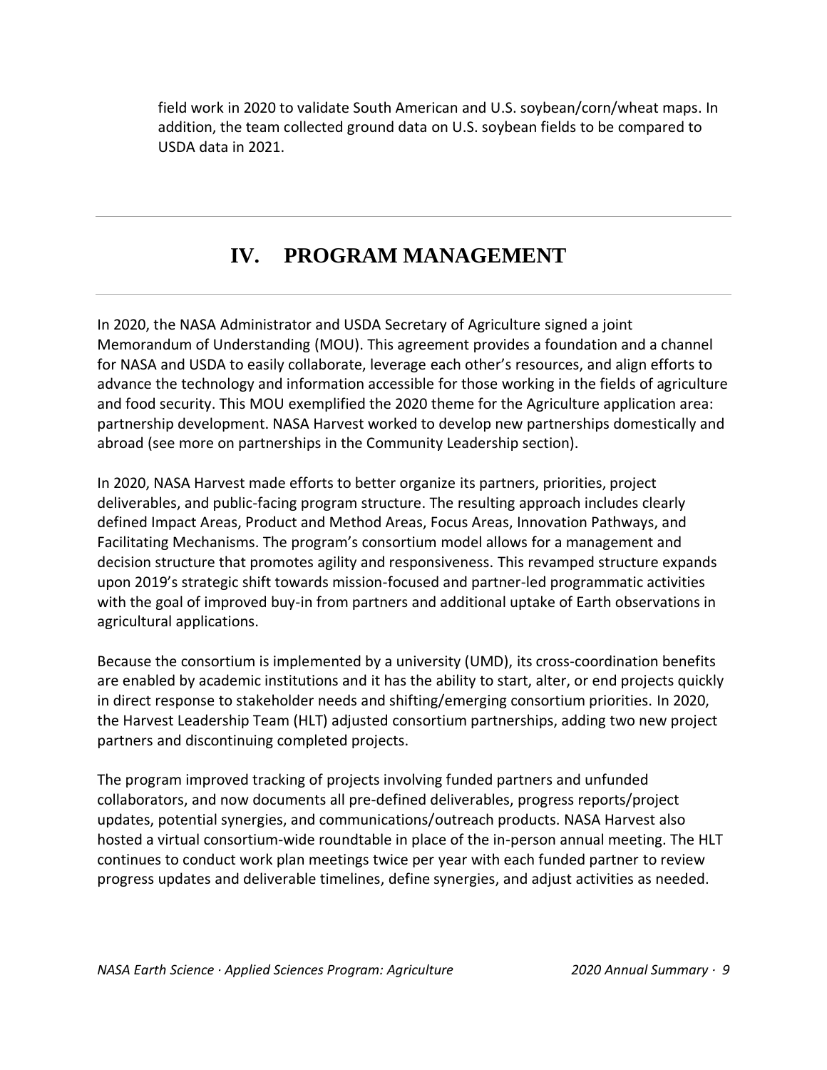field work in 2020 to validate South American and U.S. soybean/corn/wheat maps. In addition, the team collected ground data on U.S. soybean fields to be compared to USDA data in 2021.

# IV. PROGRAM MANAGEMENT

In 2020, the NASA Administrator and USDA Secretary of Agriculture signed a joint Memorandum of Understanding (MOU). This agreement provides a foundation and a channel for NASA and USDA to easily collaborate, leverage each other's resources, and align efforts to advance the technology and information accessible for those working in the fields of agriculture and food security. This MOU exemplified the 2020 theme for the Agriculture application area: partnership development. NASA Harvest worked to develop new partnerships domestically and abroad (see more on partnerships in the Community Leadership section).

In 2020, NASA Harvest made efforts to better organize its partners, priorities, project deliverables, and public-facing program structure. The resulting approach includes clearly defined Impact Areas, Product and Method Areas, Focus Areas, Innovation Pathways, and Facilitating Mechanisms. The program's consortium model allows for a management and decision structure that promotes agility and responsiveness. This revamped structure expands upon 2019's strategic shift towards mission-focused and partner-led programmatic activities with the goal of improved buy-in from partners and additional uptake of Earth observations in agricultural applications.

Because the consortium is implemented by a university (UMD), its cross-coordination benefits are enabled by academic institutions and it has the ability to start, alter, or end projects quickly in direct response to stakeholder needs and shifting/emerging consortium priorities. In 2020, the Harvest Leadership Team (HLT) adjusted consortium partnerships, adding two new project partners and discontinuing completed projects.

The program improved tracking of projects involving funded partners and unfunded collaborators, and now documents all pre-defined deliverables, progress reports/project updates, potential synergies, and communications/outreach products. NASA Harvest also hosted a virtual consortium-wide roundtable in place of the in-person annual meeting. The HLT continues to conduct work plan meetings twice per year with each funded partner to review progress updates and deliverable timelines, define synergies, and adjust activities as needed.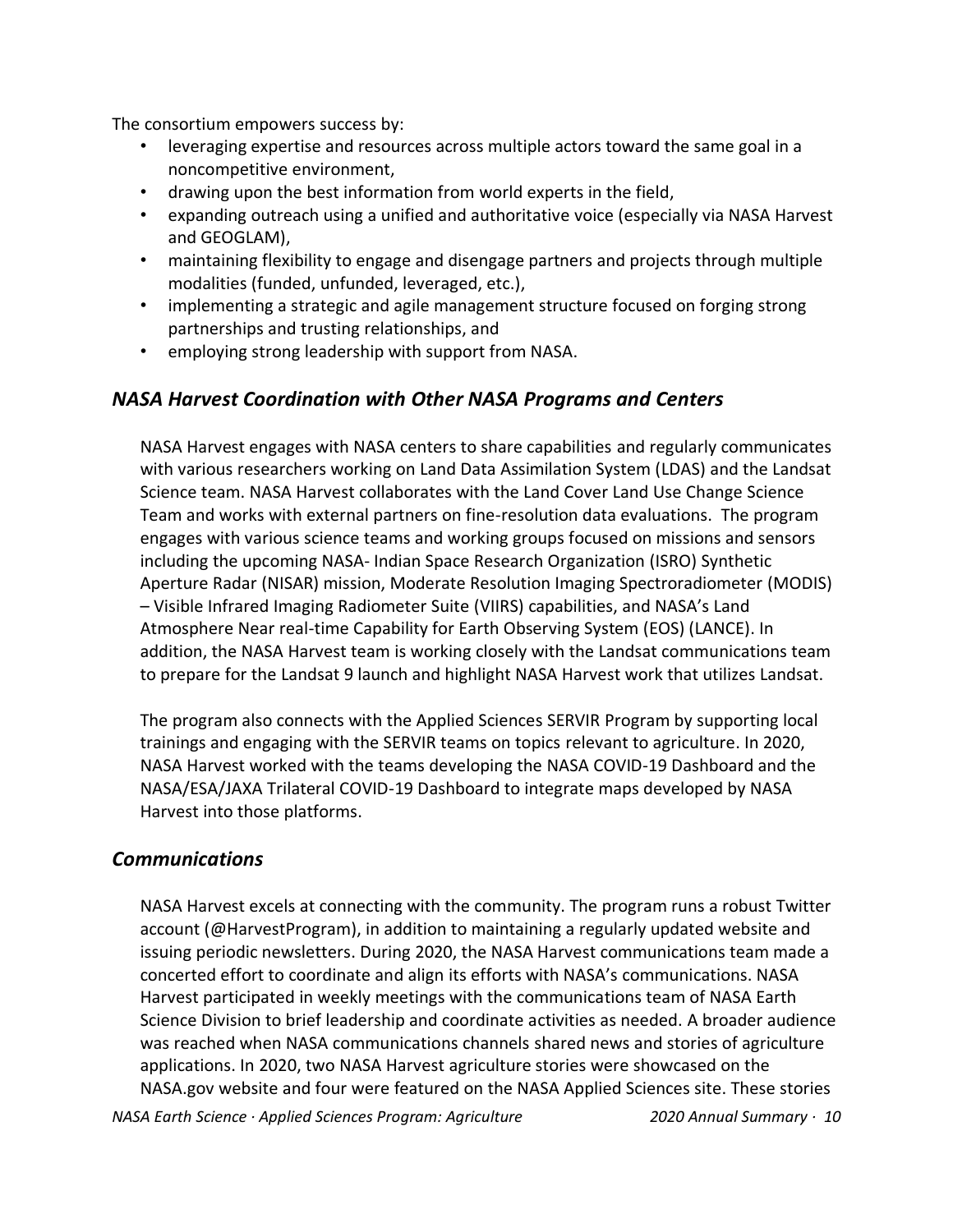The consortium empowers success by:

- leveraging expertise and resources across multiple actors toward the same goal in a noncompetitive environment,
- drawing upon the best information from world experts in the field,
- expanding outreach using a unified and authoritative voice (especially via NASA Harvest and GEOGLAM),
- maintaining flexibility to engage and disengage partners and projects through multiple modalities (funded, unfunded, leveraged, etc.),
- implementing a strategic and agile management structure focused on forging strong partnerships and trusting relationships, and
- employing strong leadership with support from NASA.

## *NASA Harvest Coordination with Other NASA Programs and Centers*

NASA Harvest engages with NASA centers to share capabilities and regularly communicates with various researchers working on Land Data Assimilation System (LDAS) and the Landsat Science team. NASA Harvest collaborates with the Land Cover Land Use Change Science Team and works with external partners on fine-resolution data evaluations. The program engages with various science teams and working groups focused on missions and sensors including the upcoming NASA- Indian Space Research Organization (ISRO) Synthetic Aperture Radar (NISAR) mission, Moderate Resolution Imaging Spectroradiometer (MODIS) – Visible Infrared Imaging Radiometer Suite (VIIRS) capabilities, and NASA's Land Atmosphere Near real-time Capability for Earth Observing System (EOS) (LANCE). In addition, the NASA Harvest team is working closely with the Landsat communications team to prepare for the Landsat 9 launch and highlight NASA Harvest work that utilizes Landsat.

The program also connects with the Applied Sciences SERVIR Program by supporting local trainings and engaging with the SERVIR teams on topics relevant to agriculture. In 2020, NASA Harvest worked with the teams developing the NASA COVID-19 Dashboard and the NASA/ESA/JAXA Trilateral COVID-19 Dashboard to integrate maps developed by NASA Harvest into those platforms.

## *Communications*

NASA Harvest excels at connecting with the community. The program runs a robust Twitter account (@HarvestProgram), in addition to maintaining a regularly updated website and issuing periodic newsletters. During 2020, the NASA Harvest communications team made a concerted effort to coordinate and align its efforts with NASA's communications. NASA Harvest participated in weekly meetings with the communications team of NASA Earth Science Division to brief leadership and coordinate activities as needed. A broader audience was reached when NASA communications channels shared news and stories of agriculture applications. In 2020, two NASA Harvest agriculture stories were showcased on the NASA.gov website and four were featured on the NASA Applied Sciences site. These stories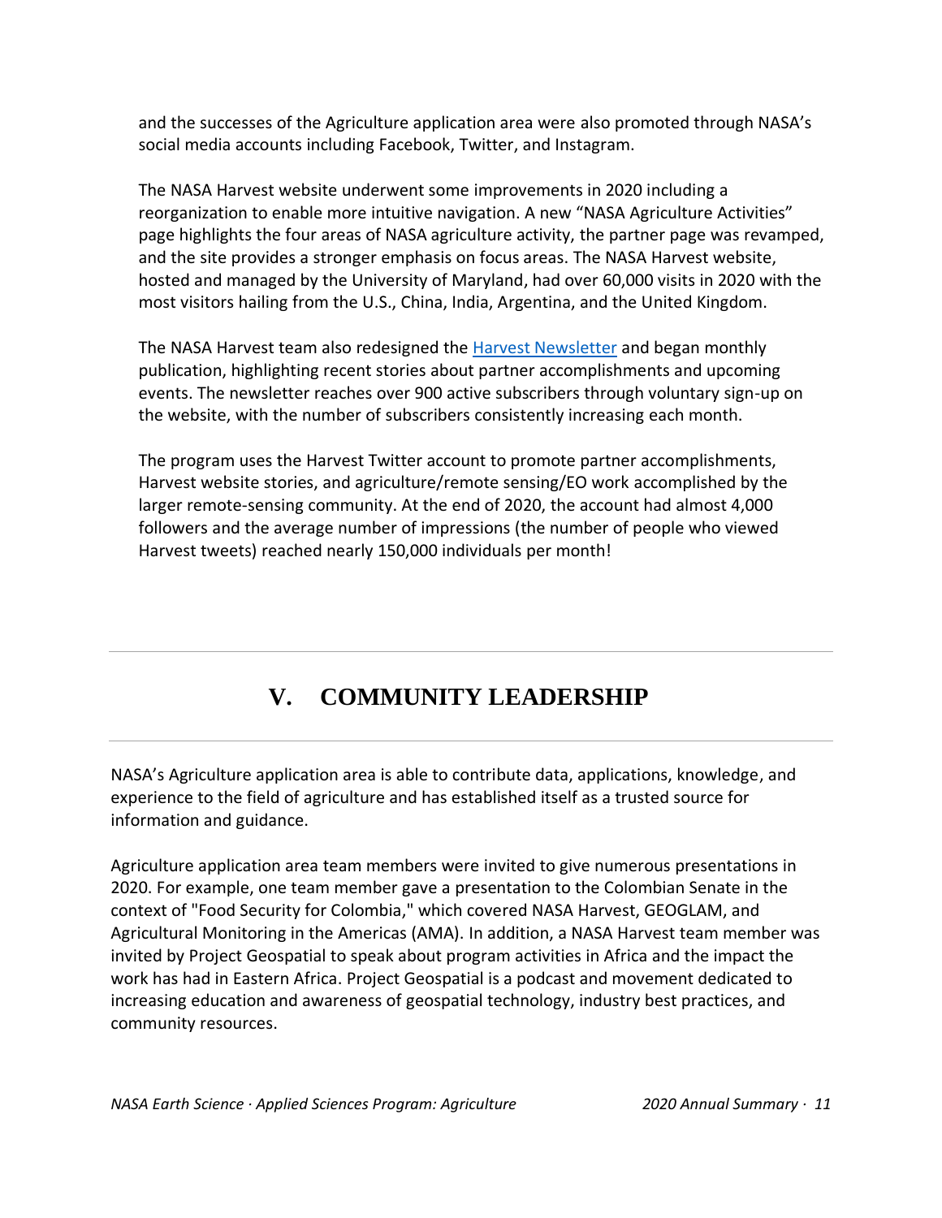and the successes of the Agriculture application area were also promoted through NASA's social media accounts including Facebook, Twitter, and Instagram.

The NASA Harvest website underwent some improvements in 2020 including a reorganization to enable more intuitive navigation. A new "NASA Agriculture Activities" page highlights the four areas of NASA agriculture activity, the partner page was revamped, and the site provides a stronger emphasis on focus areas. The NASA Harvest website, hosted and managed by the University of Maryland, had over 60,000 visits in 2020 with the most visitors hailing from the U.S., China, India, Argentina, and the United Kingdom.

The NASA Harvest team also redesigned the Harvest Newsletter and began monthly publication, highlighting recent stories about partner accomplishments and upcoming events. The newsletter reaches over 900 active subscribers through voluntary sign-up on the website, with the number of subscribers consistently increasing each month.

The program uses the Harvest Twitter account to promote partner accomplishments, Harvest website stories, and agriculture/remote sensing/EO work accomplished by the larger remote-sensing community. At the end of 2020, the account had almost 4,000 followers and the average number of impressions (the number of people who viewed Harvest tweets) reached nearly 150,000 individuals per month!

# V. COMMUNITY LEADERSHIP

NASA's Agriculture application area is able to contribute data, applications, knowledge, and experience to the field of agriculture and has established itself as a trusted source for information and guidance.

Agriculture application area team members were invited to give numerous presentations in 2020. For example, one team member gave a presentation to the Colombian Senate in the context of "Food Security for Colombia," which covered NASA Harvest, GEOGLAM, and Agricultural Monitoring in the Americas (AMA). In addition, a NASA Harvest team member was invited by Project Geospatial to speak about program activities in Africa and the impact the work has had in Eastern Africa. Project Geospatial is a podcast and movement dedicated to increasing education and awareness of geospatial technology, industry best practices, and community resources.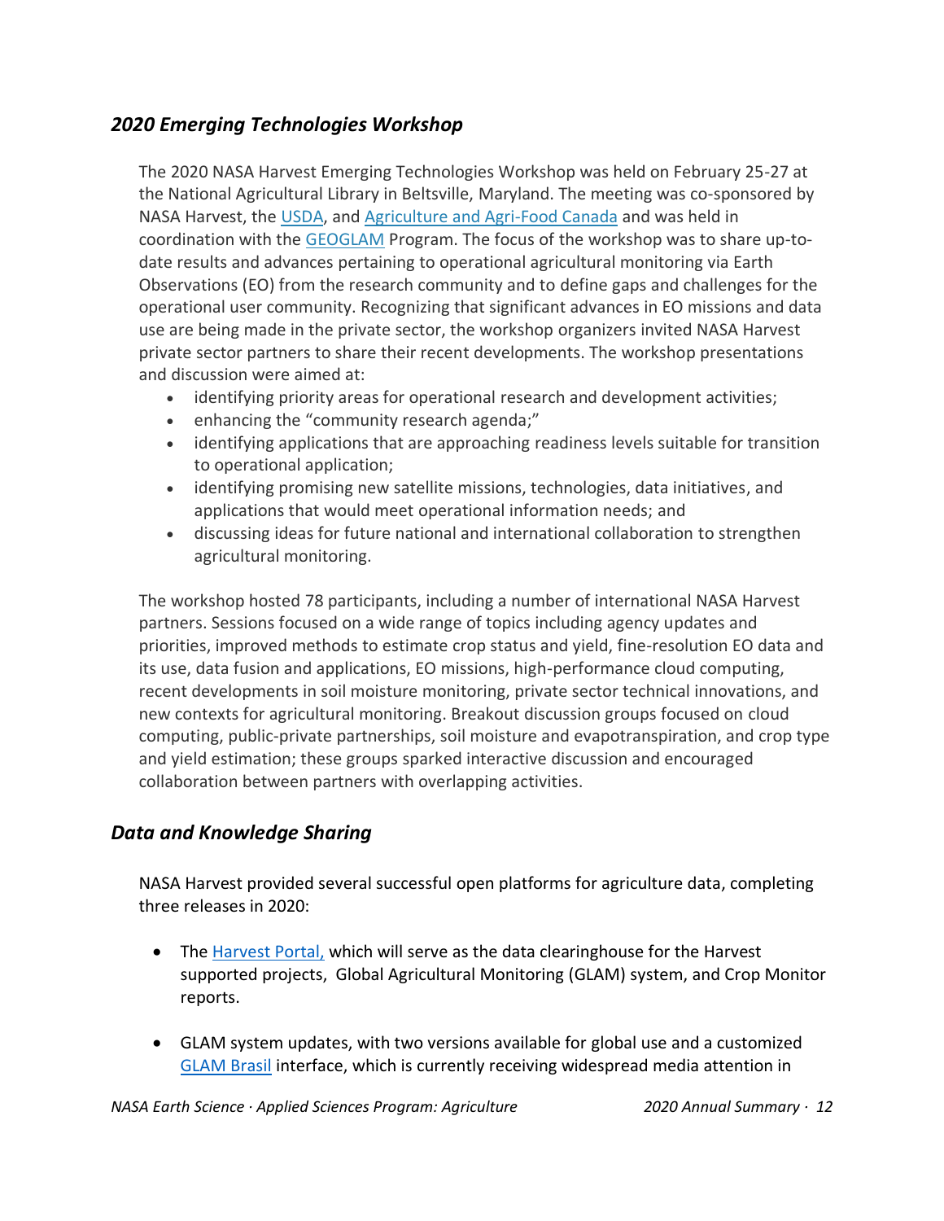## *2020 Emerging Technologies Workshop*

The 2020 NASA Harvest Emerging Technologies Workshop was held on February 25-27 at the National Agricultural Library in Beltsville, Maryland. The meeting was co-sponsored by NASA Harvest, the USDA, and Agriculture and Agri-Food Canada and was held in coordination with the GEOGLAM Program. The focus of the workshop was to share up-to-date results and advances pertaining to operational agricultural monitoring via Earth Observations (EO) from the research community and to define gaps and challenges for the operational user community. Recognizing that significant advances in EO missions and data use are being made in the private sector, the workshop organizers invited NASA Harvest private sector partners to share their recent developments. The workshop presentations and discussion were aimed at:

- identifying priority areas for operational research and development activities;
- enhancing the "community research agenda;"
- identifying applications that are approaching readiness levels suitable for transition to operational application;
- identifying promising new satellite missions, technologies, data initiatives, and applications that would meet operational information needs; and
- discussing ideas for future national and international collaboration to strengthen agricultural monitoring.

The workshop hosted 78 participants, including a number of international NASA Harvest partners. Sessions focused on a wide range of topics including agency updates and priorities, improved methods to estimate crop status and yield, fine-resolution EO data and its use, data fusion and applications, EO missions, high-performance cloud computing, recent developments in soil moisture monitoring, private sector technical innovations, and new contexts for agricultural monitoring. Breakout discussion groups focused on cloud computing, public-private partnerships, soil moisture and evapotranspiration, and crop type and yield estimation; these groups sparked interactive discussion and encouraged collaboration between partners with overlapping activities.

## *Data and Knowledge Sharing*

NASA Harvest provided several successful open platforms for agriculture data, completing three releases in 2020:

- The Harvest Portal, which will serve as the data clearinghouse for the Harvest supported projects, Global Agricultural Monitoring (GLAM) system, and Crop Monitor reports.

- GLAM system updates, with two versions available for global use and a customized GLAM Brasil interface, which is currently receiving widespread media attention in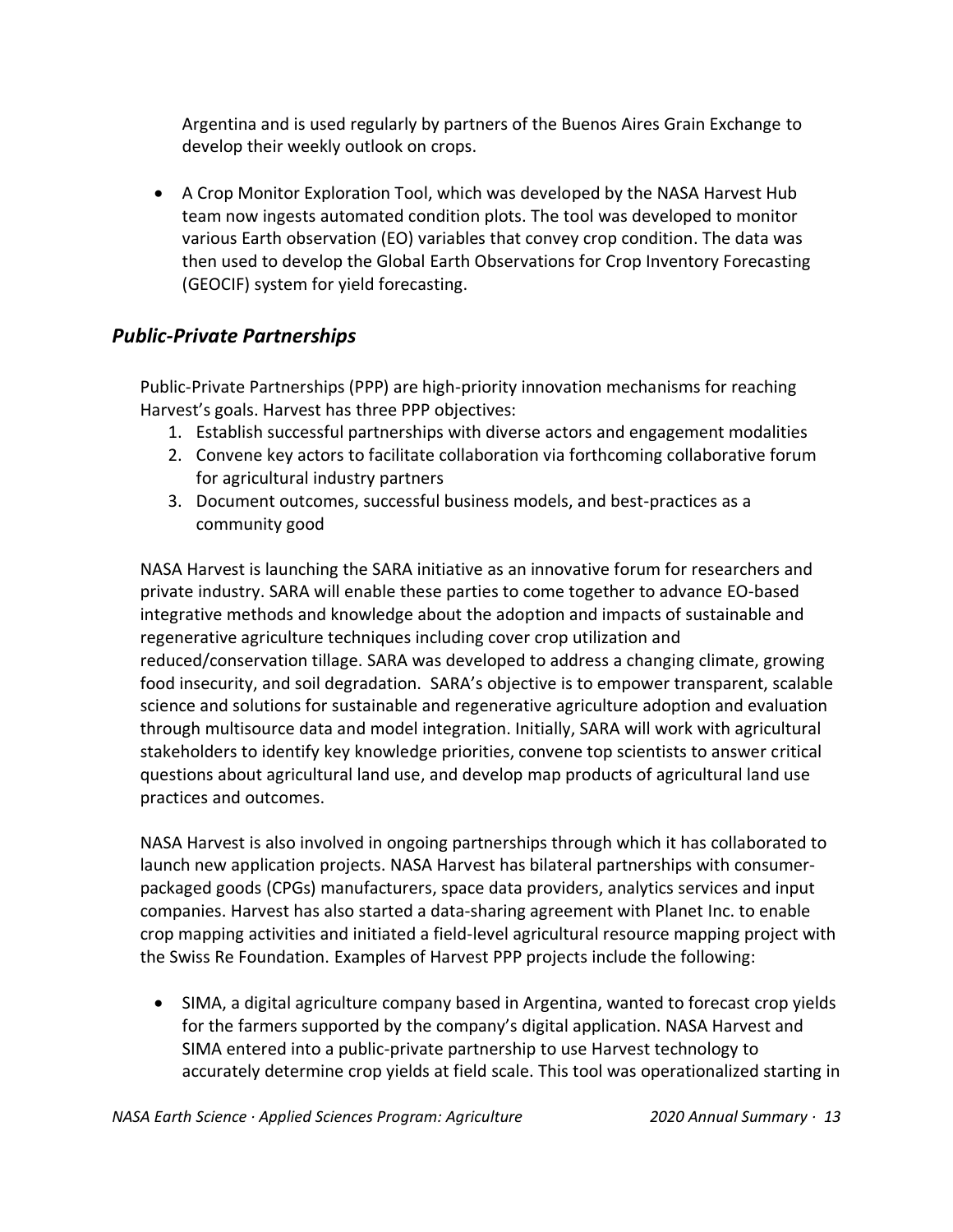Argentina and is used regularly by partners of the Buenos Aires Grain Exchange to develop their weekly outlook on crops.

- A Crop Monitor Exploration Tool, which was developed by the NASA Harvest Hub team now ingests automated condition plots. The tool was developed to monitor various Earth observation (EO) variables that convey crop condition. The data was then used to develop the Global Earth Observations for Crop Inventory Forecasting (GEOCIF) system for yield forecasting.

## *Public-Private Partnerships*

Public-Private Partnerships (PPP) are high-priority innovation mechanisms for reaching Harvest's goals. Harvest has three PPP objectives:

1. Establish successful partnerships with diverse actors and engagement modalities
2. Convene key actors to facilitate collaboration via forthcoming collaborative forum for agricultural industry partners
3. Document outcomes, successful business models, and best-practices as a community good

NASA Harvest is launching the SARA initiative as an innovative forum for researchers and private industry. SARA will enable these parties to come together to advance EO-based integrative methods and knowledge about the adoption and impacts of sustainable and regenerative agriculture techniques including cover crop utilization and reduced/conservation tillage. SARA was developed to address a changing climate, growing food insecurity, and soil degradation. SARA's objective is to empower transparent, scalable science and solutions for sustainable and regenerative agriculture adoption and evaluation through multisource data and model integration. Initially, SARA will work with agricultural stakeholders to identify key knowledge priorities, convene top scientists to answer critical questions about agricultural land use, and develop map products of agricultural land use practices and outcomes.

NASA Harvest is also involved in ongoing partnerships through which it has collaborated to launch new application projects. NASA Harvest has bilateral partnerships with consumer-packaged goods (CPGs) manufacturers, space data providers, analytics services and input companies. Harvest has also started a data-sharing agreement with Planet Inc. to enable crop mapping activities and initiated a field-level agricultural resource mapping project with the Swiss Re Foundation. Examples of Harvest PPP projects include the following:

- SIMA, a digital agriculture company based in Argentina, wanted to forecast crop yields for the farmers supported by the company's digital application. NASA Harvest and SIMA entered into a public-private partnership to use Harvest technology to accurately determine crop yields at field scale. This tool was operationalized starting in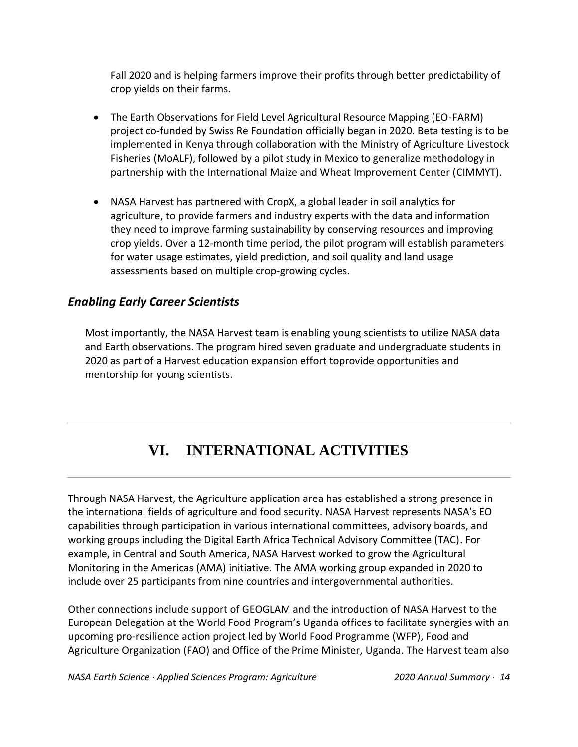Fall 2020 and is helping farmers improve their profits through better predictability of crop yields on their farms.

- The Earth Observations for Field Level Agricultural Resource Mapping (EO-FARM) project co-funded by Swiss Re Foundation officially began in 2020. Beta testing is to be implemented in Kenya through collaboration with the Ministry of Agriculture Livestock Fisheries (MoALF), followed by a pilot study in Mexico to generalize methodology in partnership with the International Maize and Wheat Improvement Center (CIMMYT).

- NASA Harvest has partnered with CropX, a global leader in soil analytics for agriculture, to provide farmers and industry experts with the data and information they need to improve farming sustainability by conserving resources and improving crop yields. Over a 12-month time period, the pilot program will establish parameters for water usage estimates, yield prediction, and soil quality and land usage assessments based on multiple crop-growing cycles.

### *Enabling Early Career Scientists*

Most importantly, the NASA Harvest team is enabling young scientists to utilize NASA data and Earth observations. The program hired seven graduate and undergraduate students in 2020 as part of a Harvest education expansion effort toprovide opportunities and mentorship for young scientists.

---

## VI. INTERNATIONAL ACTIVITIES

---

Through NASA Harvest, the Agriculture application area has established a strong presence in the international fields of agriculture and food security. NASA Harvest represents NASA's EO capabilities through participation in various international committees, advisory boards, and working groups including the Digital Earth Africa Technical Advisory Committee (TAC). For example, in Central and South America, NASA Harvest worked to grow the Agricultural Monitoring in the Americas (AMA) initiative. The AMA working group expanded in 2020 to include over 25 participants from nine countries and intergovernmental authorities.

Other connections include support of GEOGLAM and the introduction of NASA Harvest to the European Delegation at the World Food Program's Uganda offices to facilitate synergies with an upcoming pro-resilience action project led by World Food Programme (WFP), Food and Agriculture Organization (FAO) and Office of the Prime Minister, Uganda. The Harvest team also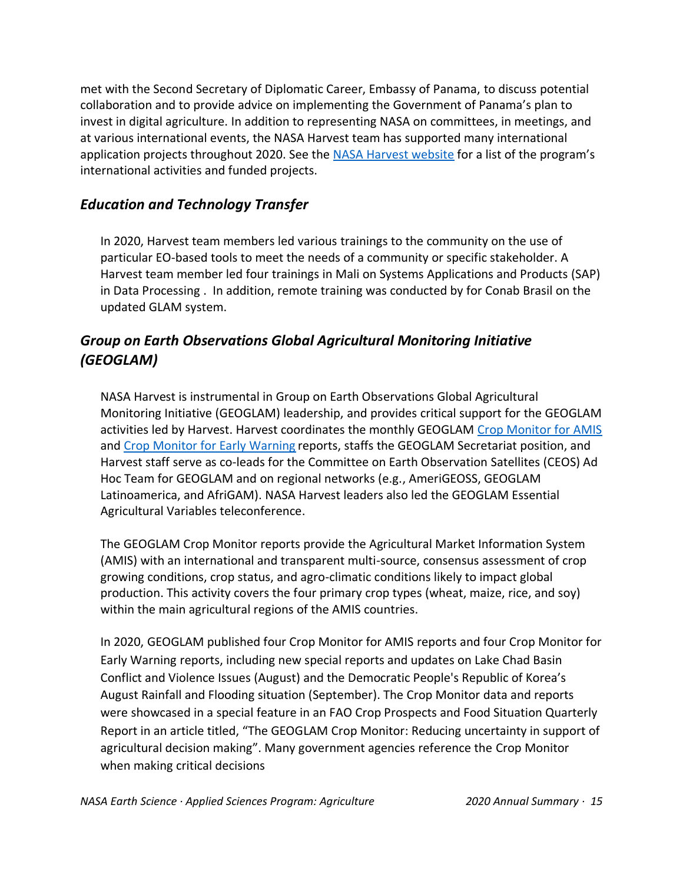met with the Second Secretary of Diplomatic Career, Embassy of Panama, to discuss potential collaboration and to provide advice on implementing the Government of Panama's plan to invest in digital agriculture. In addition to representing NASA on committees, in meetings, and at various international events, the NASA Harvest team has supported many international application projects throughout 2020. See the [NASA Harvest website]() for a list of the program's international activities and funded projects.

### *Education and Technology Transfer*

In 2020, Harvest team members led various trainings to the community on the use of particular EO-based tools to meet the needs of a community or specific stakeholder. A Harvest team member led four trainings in Mali on Systems Applications and Products (SAP) in Data Processing . In addition, remote training was conducted by for Conab Brasil on the updated GLAM system.

### *Group on Earth Observations Global Agricultural Monitoring Initiative (GEOGLAM)*

NASA Harvest is instrumental in Group on Earth Observations Global Agricultural Monitoring Initiative (GEOGLAM) leadership, and provides critical support for the GEOGLAM activities led by Harvest. Harvest coordinates the monthly GEOGLAM [Crop Monitor for AMIS]() and [Crop Monitor for Early Warning]() reports, staffs the GEOGLAM Secretariat position, and Harvest staff serve as co-leads for the Committee on Earth Observation Satellites (CEOS) Ad Hoc Team for GEOGLAM and on regional networks (e.g., AmeriGEOSS, GEOGLAM Latinoamerica, and AfriGAM). NASA Harvest leaders also led the GEOGLAM Essential Agricultural Variables teleconference.

The GEOGLAM Crop Monitor reports provide the Agricultural Market Information System (AMIS) with an international and transparent multi-source, consensus assessment of crop growing conditions, crop status, and agro-climatic conditions likely to impact global production. This activity covers the four primary crop types (wheat, maize, rice, and soy) within the main agricultural regions of the AMIS countries.

In 2020, GEOGLAM published four Crop Monitor for AMIS reports and four Crop Monitor for Early Warning reports, including new special reports and updates on Lake Chad Basin Conflict and Violence Issues (August) and the Democratic People's Republic of Korea's August Rainfall and Flooding situation (September). The Crop Monitor data and reports were showcased in a special feature in an FAO Crop Prospects and Food Situation Quarterly Report in an article titled, "The GEOGLAM Crop Monitor: Reducing uncertainty in support of agricultural decision making". Many government agencies reference the Crop Monitor when making critical decisions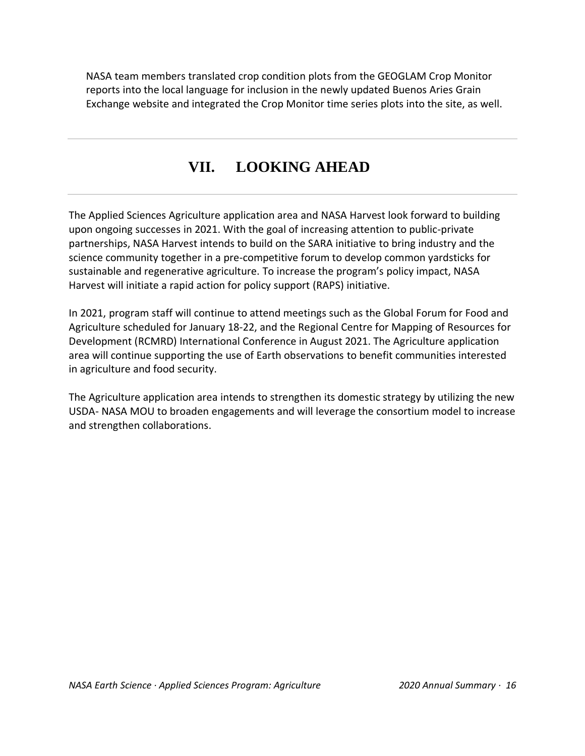NASA team members translated crop condition plots from the GEOGLAM Crop Monitor reports into the local language for inclusion in the newly updated Buenos Aries Grain Exchange website and integrated the Crop Monitor time series plots into the site, as well.

# VII. LOOKING AHEAD

The Applied Sciences Agriculture application area and NASA Harvest look forward to building upon ongoing successes in 2021. With the goal of increasing attention to public-private partnerships, NASA Harvest intends to build on the SARA initiative to bring industry and the science community together in a pre-competitive forum to develop common yardsticks for sustainable and regenerative agriculture. To increase the program's policy impact, NASA Harvest will initiate a rapid action for policy support (RAPS) initiative.

In 2021, program staff will continue to attend meetings such as the Global Forum for Food and Agriculture scheduled for January 18-22, and the Regional Centre for Mapping of Resources for Development (RCMRD) International Conference in August 2021. The Agriculture application area will continue supporting the use of Earth observations to benefit communities interested in agriculture and food security.

The Agriculture application area intends to strengthen its domestic strategy by utilizing the new USDA- NASA MOU to broaden engagements and will leverage the consortium model to increase and strengthen collaborations.